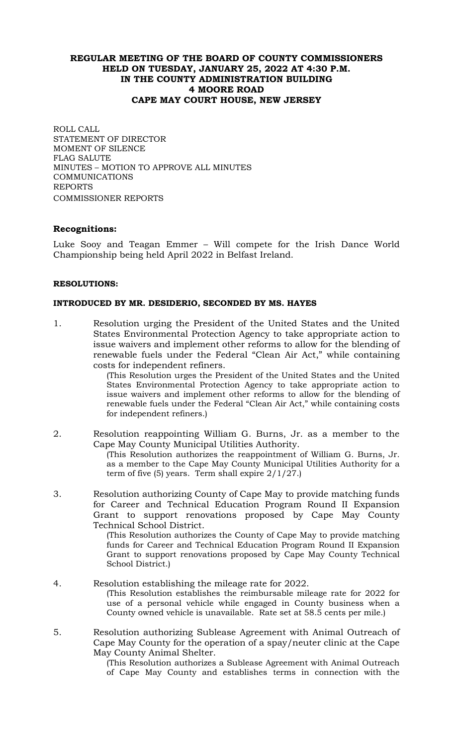**REGULAR MEETING OF THE BOARD OF COUNTY COMMISSIONERS**
**HELD ON TUESDAY, JANUARY 25, 2022 AT 4:30 P.M.**
**IN THE COUNTY ADMINISTRATION BUILDING**
**4 MOORE ROAD**
**CAPE MAY COURT HOUSE, NEW JERSEY**

ROLL CALL
STATEMENT OF DIRECTOR
MOMENT OF SILENCE
FLAG SALUTE
MINUTES – MOTION TO APPROVE ALL MINUTES
COMMUNICATIONS
REPORTS
COMMISSIONER REPORTS

**Recognitions:**

Luke Sooy and Teagan Emmer – Will compete for the Irish Dance World Championship being held April 2022 in Belfast Ireland.

**RESOLUTIONS:**

**INTRODUCED BY MR. DESIDERIO, SECONDED BY MS. HAYES**

1. Resolution urging the President of the United States and the United States Environmental Protection Agency to take appropriate action to issue waivers and implement other reforms to allow for the blending of renewable fuels under the Federal "Clean Air Act," while containing costs for independent refiners.

   (This Resolution urges the President of the United States and the United States Environmental Protection Agency to take appropriate action to issue waivers and implement other reforms to allow for the blending of renewable fuels under the Federal "Clean Air Act," while containing costs for independent refiners.)

2. Resolution reappointing William G. Burns, Jr. as a member to the Cape May County Municipal Utilities Authority.

   (This Resolution authorizes the reappointment of William G. Burns, Jr. as a member to the Cape May County Municipal Utilities Authority for a term of five (5) years. Term shall expire 2/1/27.)

3. Resolution authorizing County of Cape May to provide matching funds for Career and Technical Education Program Round II Expansion Grant to support renovations proposed by Cape May County Technical School District.

   (This Resolution authorizes the County of Cape May to provide matching funds for Career and Technical Education Program Round II Expansion Grant to support renovations proposed by Cape May County Technical School District.)

4. Resolution establishing the mileage rate for 2022.

   (This Resolution establishes the reimbursable mileage rate for 2022 for use of a personal vehicle while engaged in County business when a County owned vehicle is unavailable. Rate set at 58.5 cents per mile.)

5. Resolution authorizing Sublease Agreement with Animal Outreach of Cape May County for the operation of a spay/neuter clinic at the Cape May County Animal Shelter.

   (This Resolution authorizes a Sublease Agreement with Animal Outreach of Cape May County and establishes terms in connection with the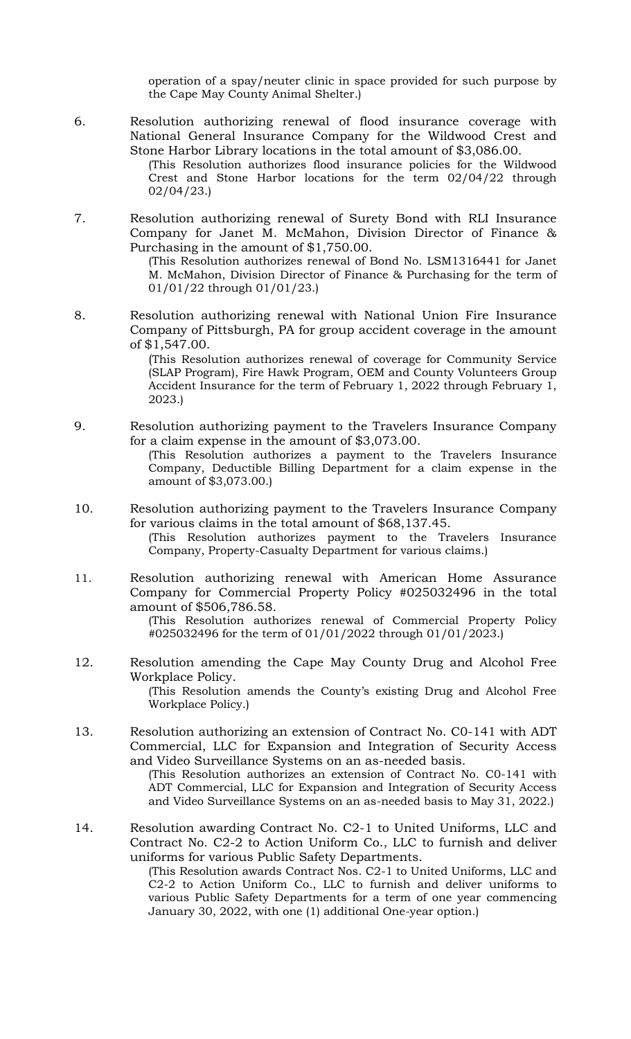operation of a spay/neuter clinic in space provided for such purpose by the Cape May County Animal Shelter.)

6. Resolution authorizing renewal of flood insurance coverage with National General Insurance Company for the Wildwood Crest and Stone Harbor Library locations in the total amount of $3,086.00.
   (This Resolution authorizes flood insurance policies for the Wildwood Crest and Stone Harbor locations for the term 02/04/22 through 02/04/23.)

7. Resolution authorizing renewal of Surety Bond with RLI Insurance Company for Janet M. McMahon, Division Director of Finance & Purchasing in the amount of $1,750.00.
   (This Resolution authorizes renewal of Bond No. LSM1316441 for Janet M. McMahon, Division Director of Finance & Purchasing for the term of 01/01/22 through 01/01/23.)

8. Resolution authorizing renewal with National Union Fire Insurance Company of Pittsburgh, PA for group accident coverage in the amount of $1,547.00.
   (This Resolution authorizes renewal of coverage for Community Service (SLAP Program), Fire Hawk Program, OEM and County Volunteers Group Accident Insurance for the term of February 1, 2022 through February 1, 2023.)

9. Resolution authorizing payment to the Travelers Insurance Company for a claim expense in the amount of $3,073.00.
   (This Resolution authorizes a payment to the Travelers Insurance Company, Deductible Billing Department for a claim expense in the amount of $3,073.00.)

10. Resolution authorizing payment to the Travelers Insurance Company for various claims in the total amount of $68,137.45.
    (This Resolution authorizes payment to the Travelers Insurance Company, Property-Casualty Department for various claims.)

11. Resolution authorizing renewal with American Home Assurance Company for Commercial Property Policy #025032496 in the total amount of $506,786.58.
    (This Resolution authorizes renewal of Commercial Property Policy #025032496 for the term of 01/01/2022 through 01/01/2023.)

12. Resolution amending the Cape May County Drug and Alcohol Free Workplace Policy.
    (This Resolution amends the County's existing Drug and Alcohol Free Workplace Policy.)

13. Resolution authorizing an extension of Contract No. C0-141 with ADT Commercial, LLC for Expansion and Integration of Security Access and Video Surveillance Systems on an as-needed basis.
    (This Resolution authorizes an extension of Contract No. C0-141 with ADT Commercial, LLC for Expansion and Integration of Security Access and Video Surveillance Systems on an as-needed basis to May 31, 2022.)

14. Resolution awarding Contract No. C2-1 to United Uniforms, LLC and Contract No. C2-2 to Action Uniform Co., LLC to furnish and deliver uniforms for various Public Safety Departments.
    (This Resolution awards Contract Nos. C2-1 to United Uniforms, LLC and C2-2 to Action Uniform Co., LLC to furnish and deliver uniforms to various Public Safety Departments for a term of one year commencing January 30, 2022, with one (1) additional One-year option.)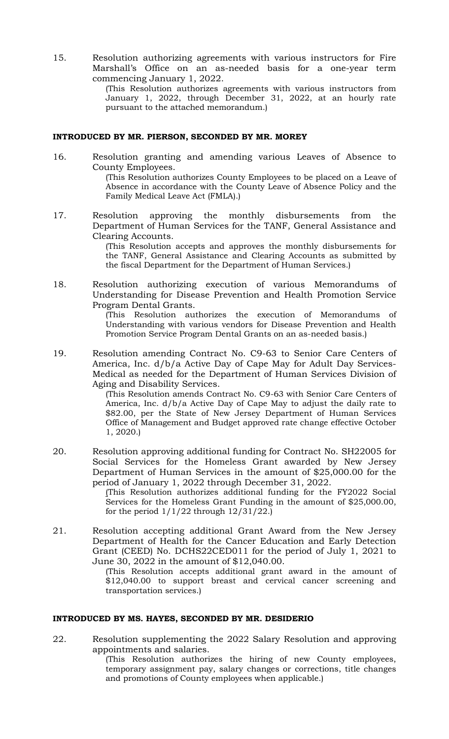15. Resolution authorizing agreements with various instructors for Fire Marshall's Office on an as-needed basis for a one-year term commencing January 1, 2022.

    (This Resolution authorizes agreements with various instructors from January 1, 2022, through December 31, 2022, at an hourly rate pursuant to the attached memorandum.)

**INTRODUCED BY MR. PIERSON, SECONDED BY MR. MOREY**

16. Resolution granting and amending various Leaves of Absence to County Employees.

    (This Resolution authorizes County Employees to be placed on a Leave of Absence in accordance with the County Leave of Absence Policy and the Family Medical Leave Act (FMLA).)

17. Resolution approving the monthly disbursements from the Department of Human Services for the TANF, General Assistance and Clearing Accounts.

    (This Resolution accepts and approves the monthly disbursements for the TANF, General Assistance and Clearing Accounts as submitted by the fiscal Department for the Department of Human Services.)

18. Resolution authorizing execution of various Memorandums of Understanding for Disease Prevention and Health Promotion Service Program Dental Grants.

    (This Resolution authorizes the execution of Memorandums of Understanding with various vendors for Disease Prevention and Health Promotion Service Program Dental Grants on an as-needed basis.)

19. Resolution amending Contract No. C9-63 to Senior Care Centers of America, Inc. d/b/a Active Day of Cape May for Adult Day Services-Medical as needed for the Department of Human Services Division of Aging and Disability Services.

    (This Resolution amends Contract No. C9-63 with Senior Care Centers of America, Inc. d/b/a Active Day of Cape May to adjust the daily rate to $82.00, per the State of New Jersey Department of Human Services Office of Management and Budget approved rate change effective October 1, 2020.)

20. Resolution approving additional funding for Contract No. SH22005 for Social Services for the Homeless Grant awarded by New Jersey Department of Human Services in the amount of $25,000.00 for the period of January 1, 2022 through December 31, 2022.

    (This Resolution authorizes additional funding for the FY2022 Social Services for the Homeless Grant Funding in the amount of $25,000.00, for the period 1/1/22 through 12/31/22.)

21. Resolution accepting additional Grant Award from the New Jersey Department of Health for the Cancer Education and Early Detection Grant (CEED) No. DCHS22CED011 for the period of July 1, 2021 to June 30, 2022 in the amount of $12,040.00.

    (This Resolution accepts additional grant award in the amount of $12,040.00 to support breast and cervical cancer screening and transportation services.)

**INTRODUCED BY MS. HAYES, SECONDED BY MR. DESIDERIO**

22. Resolution supplementing the 2022 Salary Resolution and approving appointments and salaries.

    (This Resolution authorizes the hiring of new County employees, temporary assignment pay, salary changes or corrections, title changes and promotions of County employees when applicable.)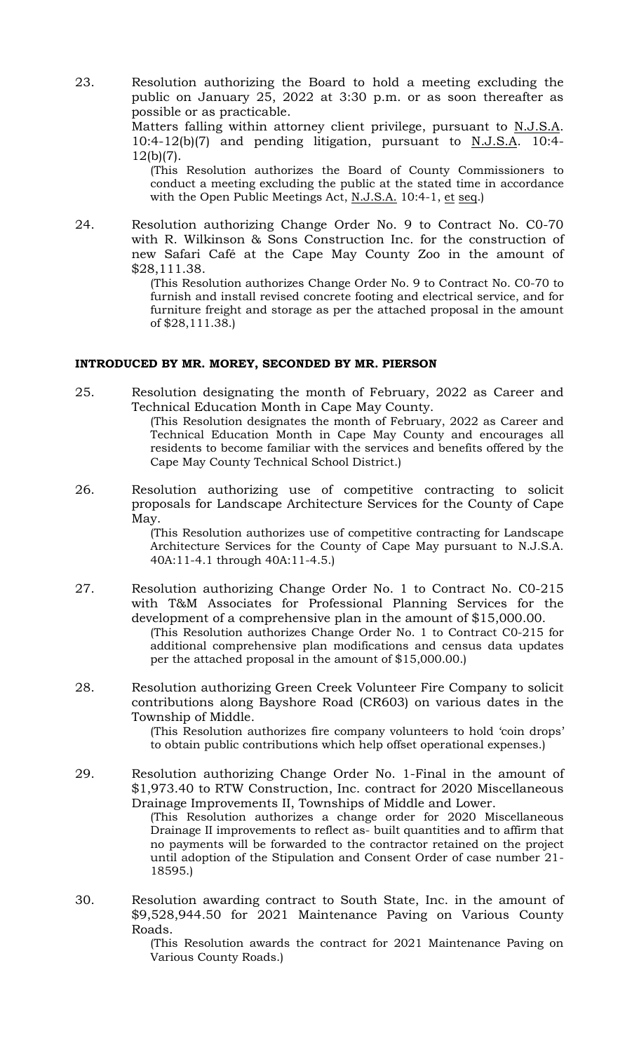23. Resolution authorizing the Board to hold a meeting excluding the public on January 25, 2022 at 3:30 p.m. or as soon thereafter as possible or as practicable.
Matters falling within attorney client privilege, pursuant to N.J.S.A. 10:4-12(b)(7) and pending litigation, pursuant to N.J.S.A. 10:4-12(b)(7).
(This Resolution authorizes the Board of County Commissioners to conduct a meeting excluding the public at the stated time in accordance with the Open Public Meetings Act, N.J.S.A. 10:4-1, et seq.)

24. Resolution authorizing Change Order No. 9 to Contract No. C0-70 with R. Wilkinson & Sons Construction Inc. for the construction of new Safari Café at the Cape May County Zoo in the amount of $28,111.38.
(This Resolution authorizes Change Order No. 9 to Contract No. C0-70 to furnish and install revised concrete footing and electrical service, and for furniture freight and storage as per the attached proposal in the amount of $28,111.38.)

**INTRODUCED BY MR. MOREY, SECONDED BY MR. PIERSON**

25. Resolution designating the month of February, 2022 as Career and Technical Education Month in Cape May County.
(This Resolution designates the month of February, 2022 as Career and Technical Education Month in Cape May County and encourages all residents to become familiar with the services and benefits offered by the Cape May County Technical School District.)

26. Resolution authorizing use of competitive contracting to solicit proposals for Landscape Architecture Services for the County of Cape May.
(This Resolution authorizes use of competitive contracting for Landscape Architecture Services for the County of Cape May pursuant to N.J.S.A. 40A:11-4.1 through 40A:11-4.5.)

27. Resolution authorizing Change Order No. 1 to Contract No. C0-215 with T&M Associates for Professional Planning Services for the development of a comprehensive plan in the amount of $15,000.00.
(This Resolution authorizes Change Order No. 1 to Contract C0-215 for additional comprehensive plan modifications and census data updates per the attached proposal in the amount of $15,000.00.)

28. Resolution authorizing Green Creek Volunteer Fire Company to solicit contributions along Bayshore Road (CR603) on various dates in the Township of Middle.
(This Resolution authorizes fire company volunteers to hold 'coin drops' to obtain public contributions which help offset operational expenses.)

29. Resolution authorizing Change Order No. 1-Final in the amount of $1,973.40 to RTW Construction, Inc. contract for 2020 Miscellaneous Drainage Improvements II, Townships of Middle and Lower.
(This Resolution authorizes a change order for 2020 Miscellaneous Drainage II improvements to reflect as- built quantities and to affirm that no payments will be forwarded to the contractor retained on the project until adoption of the Stipulation and Consent Order of case number 21-18595.)

30. Resolution awarding contract to South State, Inc. in the amount of $9,528,944.50 for 2021 Maintenance Paving on Various County Roads.
(This Resolution awards the contract for 2021 Maintenance Paving on Various County Roads.)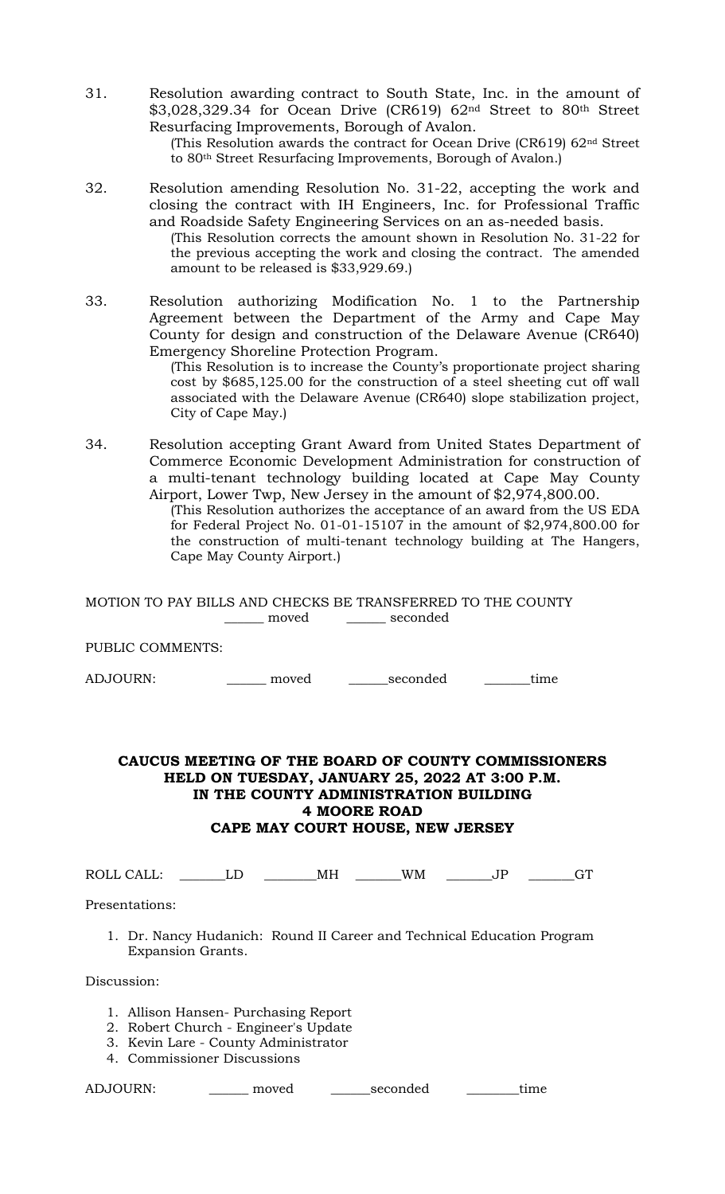31. Resolution awarding contract to South State, Inc. in the amount of $3,028,329.34 for Ocean Drive (CR619) 62nd Street to 80th Street Resurfacing Improvements, Borough of Avalon.
    (This Resolution awards the contract for Ocean Drive (CR619) 62nd Street to 80th Street Resurfacing Improvements, Borough of Avalon.)

32. Resolution amending Resolution No. 31-22, accepting the work and closing the contract with IH Engineers, Inc. for Professional Traffic and Roadside Safety Engineering Services on an as-needed basis.
    (This Resolution corrects the amount shown in Resolution No. 31-22 for the previous accepting the work and closing the contract. The amended amount to be released is $33,929.69.)

33. Resolution authorizing Modification No. 1 to the Partnership Agreement between the Department of the Army and Cape May County for design and construction of the Delaware Avenue (CR640) Emergency Shoreline Protection Program.
    (This Resolution is to increase the County's proportionate project sharing cost by $685,125.00 for the construction of a steel sheeting cut off wall associated with the Delaware Avenue (CR640) slope stabilization project, City of Cape May.)

34. Resolution accepting Grant Award from United States Department of Commerce Economic Development Administration for construction of a multi-tenant technology building located at Cape May County Airport, Lower Twp, New Jersey in the amount of $2,974,800.00.
    (This Resolution authorizes the acceptance of an award from the US EDA for Federal Project No. 01-01-15107 in the amount of $2,974,800.00 for the construction of multi-tenant technology building at The Hangers, Cape May County Airport.)

MOTION TO PAY BILLS AND CHECKS BE TRANSFERRED TO THE COUNTY
______ moved ______ seconded

PUBLIC COMMENTS:

ADJOURN: ______ moved ______seconded _______time

**CAUCUS MEETING OF THE BOARD OF COUNTY COMMISSIONERS**
**HELD ON TUESDAY, JANUARY 25, 2022 AT 3:00 P.M.**
**IN THE COUNTY ADMINISTRATION BUILDING**
**4 MOORE ROAD**
**CAPE MAY COURT HOUSE, NEW JERSEY**

ROLL CALL: _______LD ________MH _______WM _______JP _______GT

Presentations:

1. Dr. Nancy Hudanich: Round II Career and Technical Education Program Expansion Grants.

Discussion:

1. Allison Hansen- Purchasing Report
2. Robert Church - Engineer's Update
3. Kevin Lare - County Administrator
4. Commissioner Discussions

ADJOURN: ______ moved ______seconded ________time